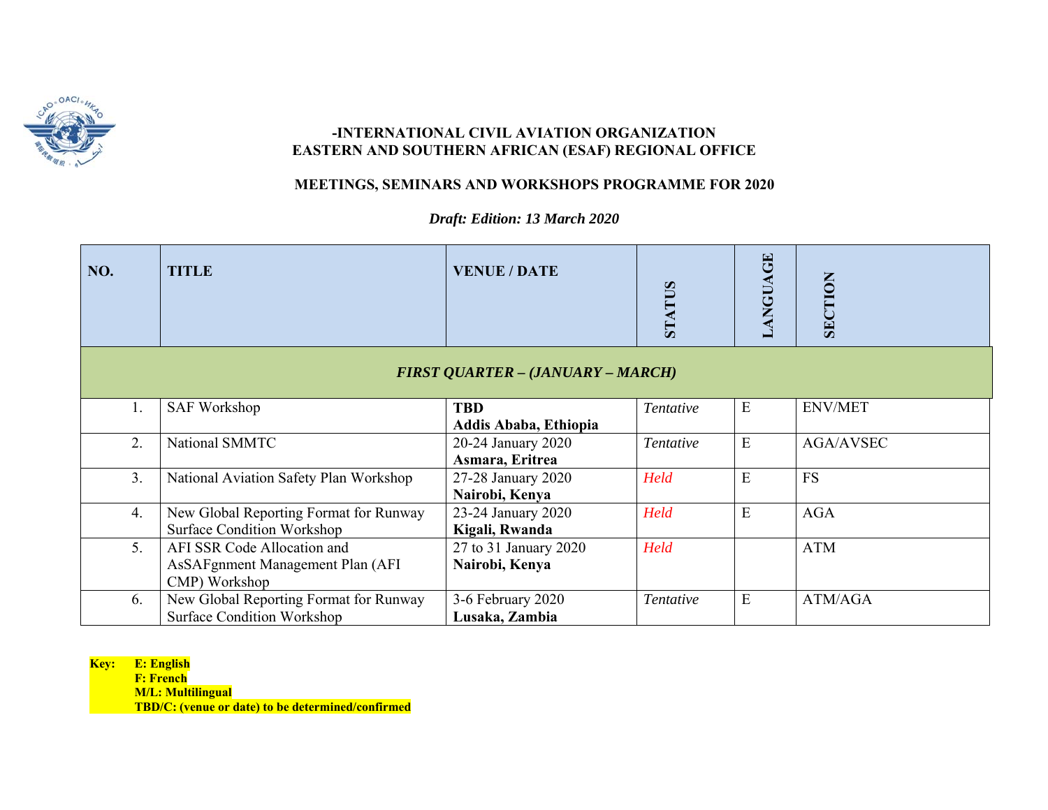**-INTERNATIONAL CIVIL AVIATION ORGANIZATION**
**EASTERN AND SOUTHERN AFRICAN (ESAF) REGIONAL OFFICE**

**MEETINGS, SEMINARS AND WORKSHOPS PROGRAMME FOR 2020**

***Draft: Edition: 13 March 2020***

| NO. | TITLE | VENUE / DATE | STATUS | LANGUAGE | SECTION |
|---|---|---|---|---|---|
| ***FIRST QUARTER – (JANUARY – MARCH)*** | | | | | |
| 1. | SAF Workshop | **TBD**<br>**Addis Ababa, Ethiopia** | *Tentative* | E | ENV/MET |
| 2. | National SMMTC | 20-24 January 2020<br>**Asmara, Eritrea** | *Tentative* | E | AGA/AVSEC |
| 3. | National Aviation Safety Plan Workshop | 27-28 January 2020<br>**Nairobi, Kenya** | *Held* | E | FS |
| 4. | New Global Reporting Format for Runway Surface Condition Workshop | 23-24 January 2020<br>**Kigali, Rwanda** | *Held* | E | AGA |
| 5. | AFI SSR Code Allocation and AsSAFgnment Management Plan (AFI CMP) Workshop | 27 to 31 January 2020<br>**Nairobi, Kenya** | *Held* | | ATM |
| 6. | New Global Reporting Format for Runway Surface Condition Workshop | 3-6 February 2020<br>**Lusaka, Zambia** | *Tentative* | E | ATM/AGA |

**Key:** **E: English**
**F: French**
**M/L: Multilingual**
**TBD/C: (venue or date) to be determined/confirmed**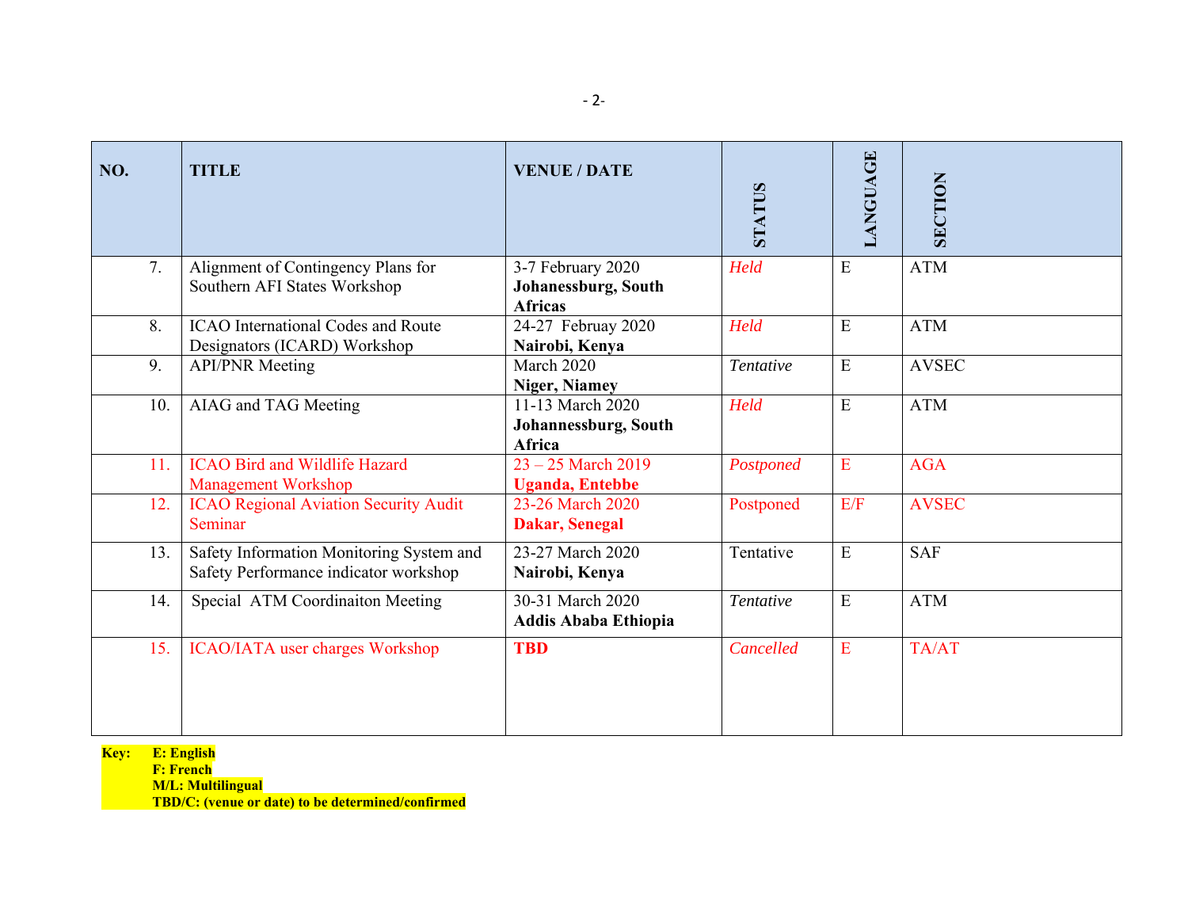| NO. | TITLE | VENUE / DATE | STATUS | LANGUAGE | SECTION |
|---|---|---|---|---|---|
| 7. | Alignment of Contingency Plans for Southern AFI States Workshop | 3-7 February 2020 **Johanessburg, South Africas** | *Held* | E | ATM |
| 8. | ICAO International Codes and Route Designators (ICARD) Workshop | 24-27 Februay 2020 **Nairobi, Kenya** | *Held* | E | ATM |
| 9. | API/PNR Meeting | March 2020 **Niger, Niamey** | *Tentative* | E | AVSEC |
| 10. | AIAG and TAG Meeting | 11-13 March 2020 **Johannessburg, South Africa** | *Held* | E | ATM |
| 11. | ICAO Bird and Wildlife Hazard Management Workshop | 23 – 25 March 2019 **Uganda, Entebbe** | *Postponed* | E | AGA |
| 12. | ICAO Regional Aviation Security Audit Seminar | 23-26 March 2020 **Dakar, Senegal** | Postponed | E/F | AVSEC |
| 13. | Safety Information Monitoring System and Safety Performance indicator workshop | 23-27 March 2020 **Nairobi, Kenya** | Tentative | E | SAF |
| 14. | Special ATM Coordinaiton Meeting | 30-31 March 2020 **Addis Ababa Ethiopia** | *Tentative* | E | ATM |
| 15. | ICAO/IATA user charges Workshop | **TBD** | *Cancelled* | E | TA/AT |

**Key:** **E: English**
**F: French**
**M/L: Multilingual**
**TBD/C: (venue or date) to be determined/confirmed**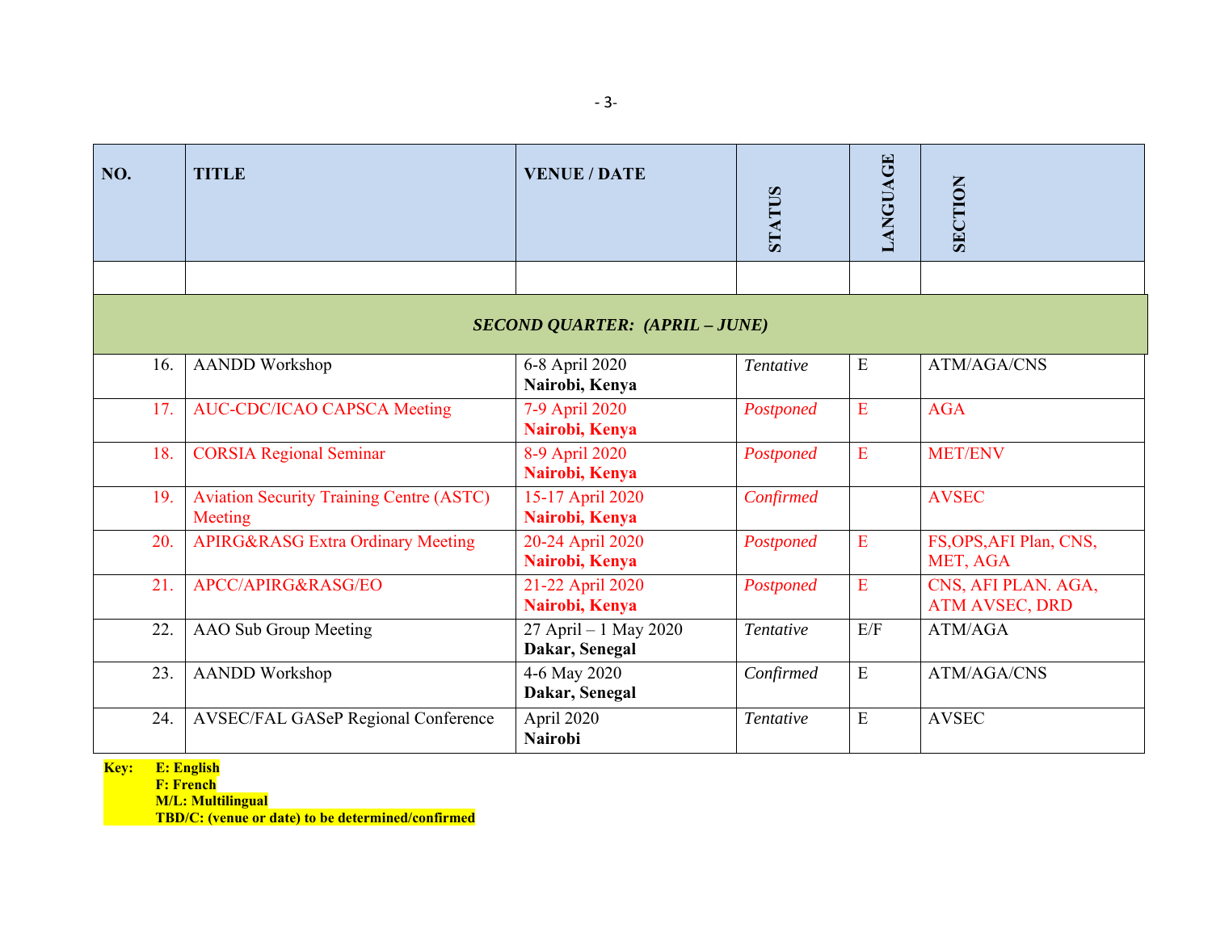| NO. | TITLE | VENUE / DATE | STATUS | LANGUAGE | SECTION |
|---|---|---|---|---|---|
| | | | | | |
| ***SECOND QUARTER: (APRIL – JUNE)*** | | | | | |
| 16. | AANDD Workshop | 6-8 April 2020 **Nairobi, Kenya** | *Tentative* | E | ATM/AGA/CNS |
| 17. | AUC-CDC/ICAO CAPSCA Meeting | 7-9 April 2020 **Nairobi, Kenya** | *Postponed* | E | AGA |
| 18. | CORSIA Regional Seminar | 8-9 April 2020 **Nairobi, Kenya** | *Postponed* | E | MET/ENV |
| 19. | Aviation Security Training Centre (ASTC) Meeting | 15-17 April 2020 **Nairobi, Kenya** | *Confirmed* | | AVSEC |
| 20. | APIRG&RASG Extra Ordinary Meeting | 20-24 April 2020 **Nairobi, Kenya** | *Postponed* | E | FS,OPS,AFI Plan, CNS, MET, AGA |
| 21. | APCC/APIRG&RASG/EO | 21-22 April 2020 **Nairobi, Kenya** | *Postponed* | E | CNS, AFI PLAN. AGA, ATM AVSEC, DRD |
| 22. | AAO Sub Group Meeting | 27 April – 1 May 2020 **Dakar, Senegal** | *Tentative* | E/F | ATM/AGA |
| 23. | AANDD Workshop | 4-6 May 2020 **Dakar, Senegal** | *Confirmed* | E | ATM/AGA/CNS |
| 24. | AVSEC/FAL GASeP Regional Conference | April 2020 **Nairobi** | *Tentative* | E | AVSEC |

**Key:** **E: English**
**F: French**
**M/L: Multilingual**
**TBD/C: (venue or date) to be determined/confirmed**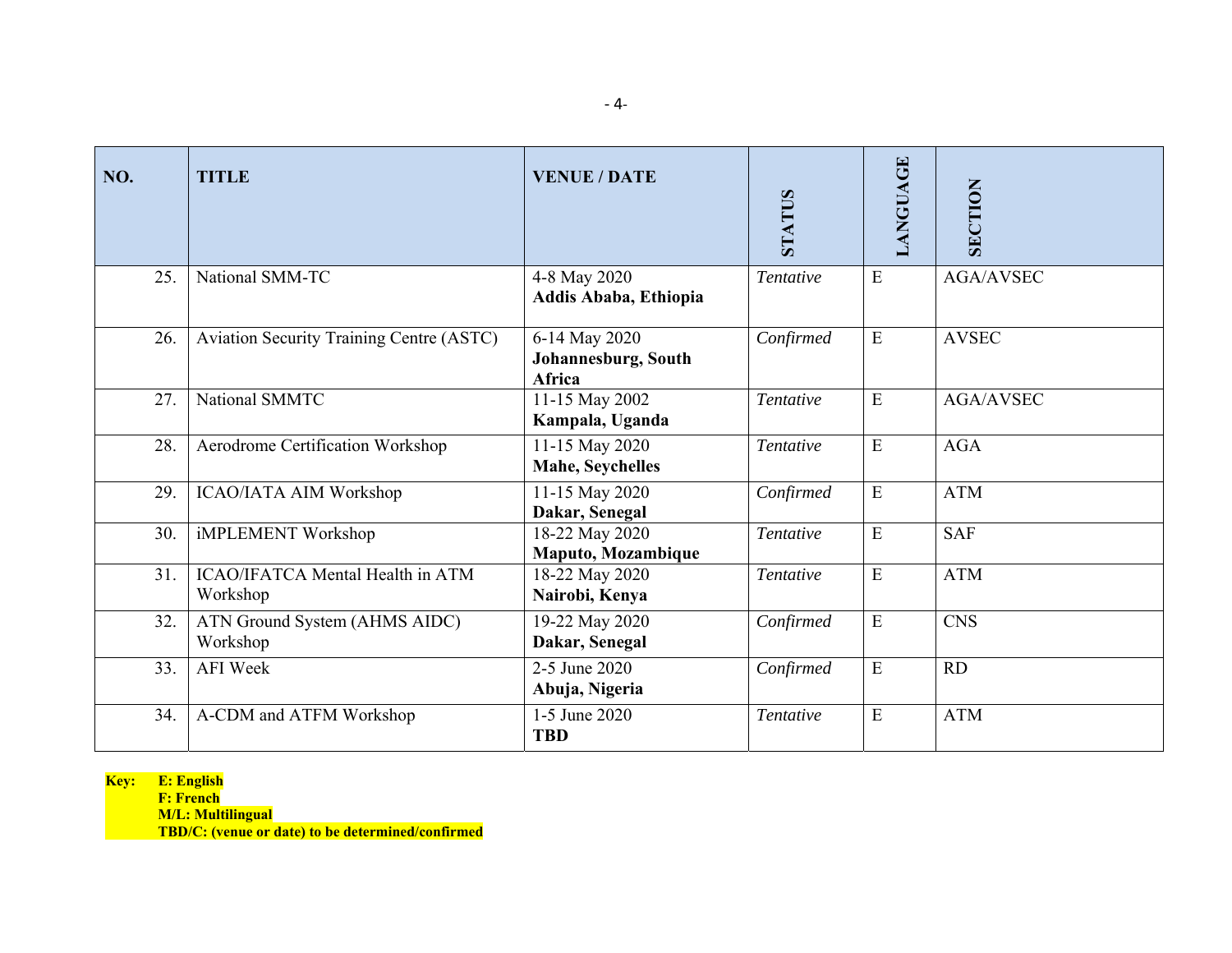| NO. | TITLE | VENUE / DATE | STATUS | LANGUAGE | SECTION |
|---|---|---|---|---|---|
| 25. | National SMM-TC | 4-8 May 2020 **Addis Ababa, Ethiopia** | *Tentative* | E | AGA/AVSEC |
| 26. | Aviation Security Training Centre (ASTC) | 6-14 May 2020 **Johannesburg, South Africa** | *Confirmed* | E | AVSEC |
| 27. | National SMMTC | 11-15 May 2002 **Kampala, Uganda** | *Tentative* | E | AGA/AVSEC |
| 28. | Aerodrome Certification Workshop | 11-15 May 2020 **Mahe, Seychelles** | *Tentative* | E | AGA |
| 29. | ICAO/IATA AIM Workshop | 11-15 May 2020 **Dakar, Senegal** | *Confirmed* | E | ATM |
| 30. | iMPLEMENT Workshop | 18-22 May 2020 **Maputo, Mozambique** | *Tentative* | E | SAF |
| 31. | ICAO/IFATCA Mental Health in ATM Workshop | 18-22 May 2020 **Nairobi, Kenya** | *Tentative* | E | ATM |
| 32. | ATN Ground System (AHMS AIDC) Workshop | 19-22 May 2020 **Dakar, Senegal** | *Confirmed* | E | CNS |
| 33. | AFI Week | 2-5 June 2020 **Abuja, Nigeria** | *Confirmed* | E | RD |
| 34. | A-CDM and ATFM Workshop | 1-5 June 2020 **TBD** | *Tentative* | E | ATM |

**Key:** **E: English**
**F: French**
**M/L: Multilingual**
**TBD/C: (venue or date) to be determined/confirmed**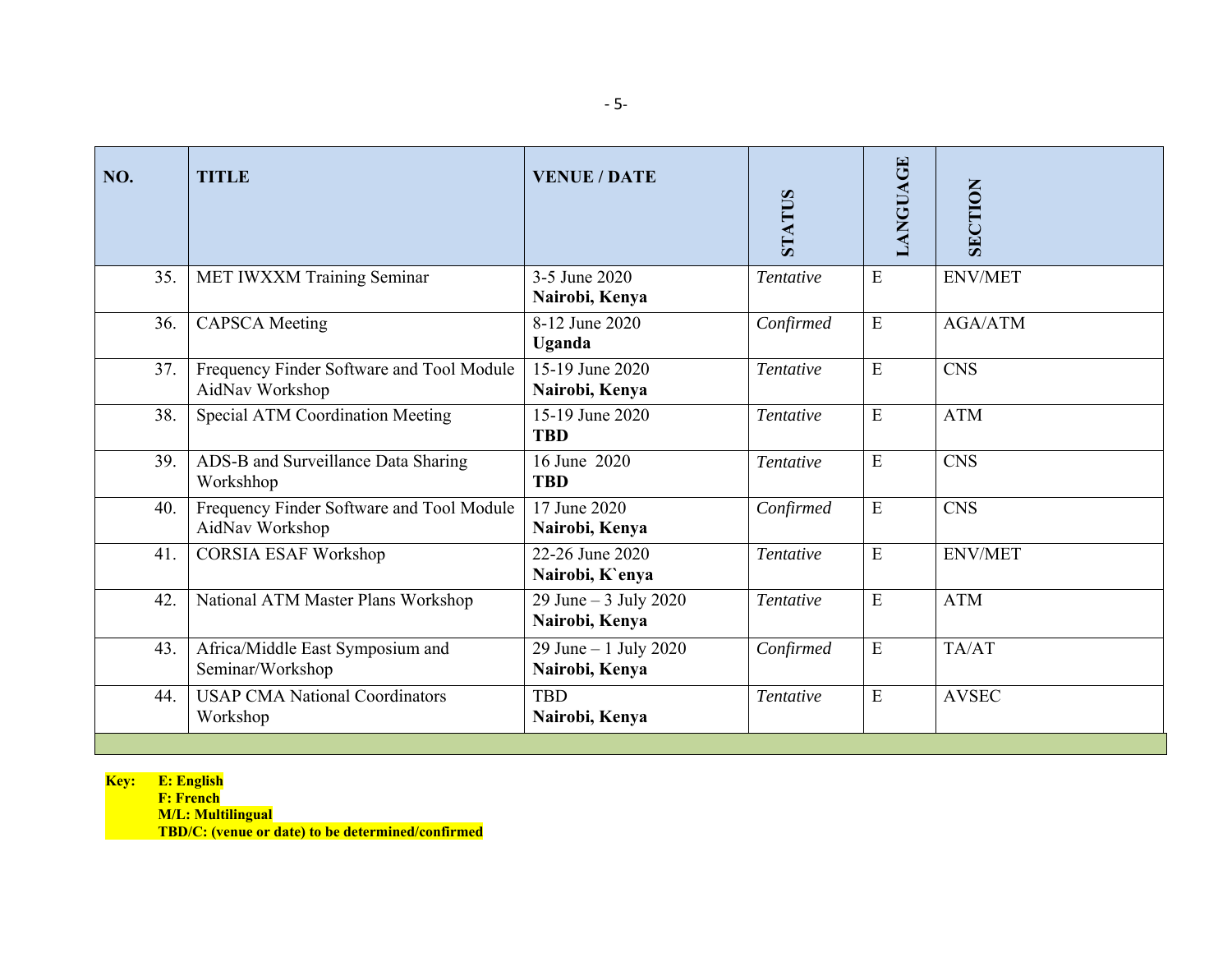| NO. | TITLE | VENUE / DATE | STATUS | LANGUAGE | SECTION |
|---|---|---|---|---|---|
| 35. | MET IWXXM Training Seminar | 3-5 June 2020 **Nairobi, Kenya** | *Tentative* | E | ENV/MET |
| 36. | CAPSCA Meeting | 8-12 June 2020 **Uganda** | *Confirmed* | E | AGA/ATM |
| 37. | Frequency Finder Software and Tool Module AidNav Workshop | 15-19 June 2020 **Nairobi, Kenya** | *Tentative* | E | CNS |
| 38. | Special ATM Coordination Meeting | 15-19 June 2020 **TBD** | *Tentative* | E | ATM |
| 39. | ADS-B and Surveillance Data Sharing Workshhop | 16 June 2020 **TBD** | *Tentative* | E | CNS |
| 40. | Frequency Finder Software and Tool Module AidNav Workshop | 17 June 2020 **Nairobi, Kenya** | *Confirmed* | E | CNS |
| 41. | CORSIA ESAF Workshop | 22-26 June 2020 **Nairobi, K`enya** | *Tentative* | E | ENV/MET |
| 42. | National ATM Master Plans Workshop | 29 June – 3 July 2020 **Nairobi, Kenya** | *Tentative* | E | ATM |
| 43. | Africa/Middle East Symposium and Seminar/Workshop | 29 June – 1 July 2020 **Nairobi, Kenya** | *Confirmed* | E | TA/AT |
| 44. | USAP CMA National Coordinators Workshop | TBD **Nairobi, Kenya** | *Tentative* | E | AVSEC |

**Key:** **E: English**
**F: French**
**M/L: Multilingual**
**TBD/C: (venue or date) to be determined/confirmed**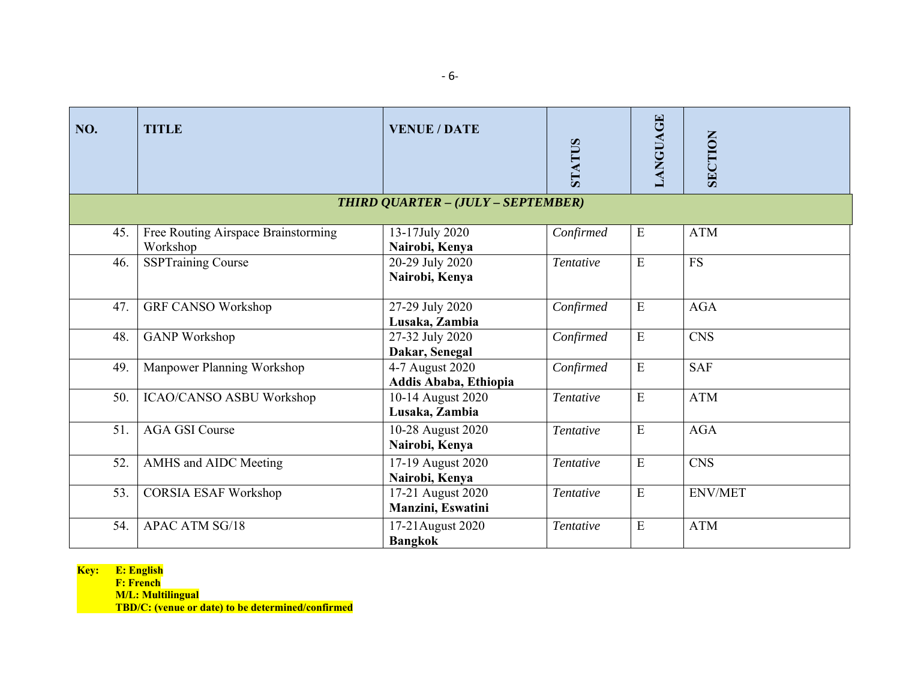| NO. | TITLE | VENUE / DATE | STATUS | LANGUAGE | SECTION |
|---|---|---|---|---|---|
| ***THIRD QUARTER – (JULY – SEPTEMBER)*** | | | | | |
| 45. | Free Routing Airspace Brainstorming Workshop | 13-17July 2020 **Nairobi, Kenya** | *Confirmed* | E | ATM |
| 46. | SSPTraining Course | 20-29 July 2020 **Nairobi, Kenya** | *Tentative* | E | FS |
| 47. | GRF CANSO Workshop | 27-29 July 2020 **Lusaka, Zambia** | *Confirmed* | E | AGA |
| 48. | GANP Workshop | 27-32 July 2020 **Dakar, Senegal** | *Confirmed* | E | CNS |
| 49. | Manpower Planning Workshop | 4-7 August 2020 **Addis Ababa, Ethiopia** | *Confirmed* | E | SAF |
| 50. | ICAO/CANSO ASBU Workshop | 10-14 August 2020 **Lusaka, Zambia** | *Tentative* | E | ATM |
| 51. | AGA GSI Course | 10-28 August 2020 **Nairobi, Kenya** | *Tentative* | E | AGA |
| 52. | AMHS and AIDC Meeting | 17-19 August 2020 **Nairobi, Kenya** | *Tentative* | E | CNS |
| 53. | CORSIA ESAF Workshop | 17-21 August 2020 **Manzini, Eswatini** | *Tentative* | E | ENV/MET |
| 54. | APAC ATM SG/18 | 17-21August 2020 **Bangkok** | *Tentative* | E | ATM |

**Key:** **E: English**
**F: French**
**M/L: Multilingual**
**TBD/C: (venue or date) to be determined/confirmed**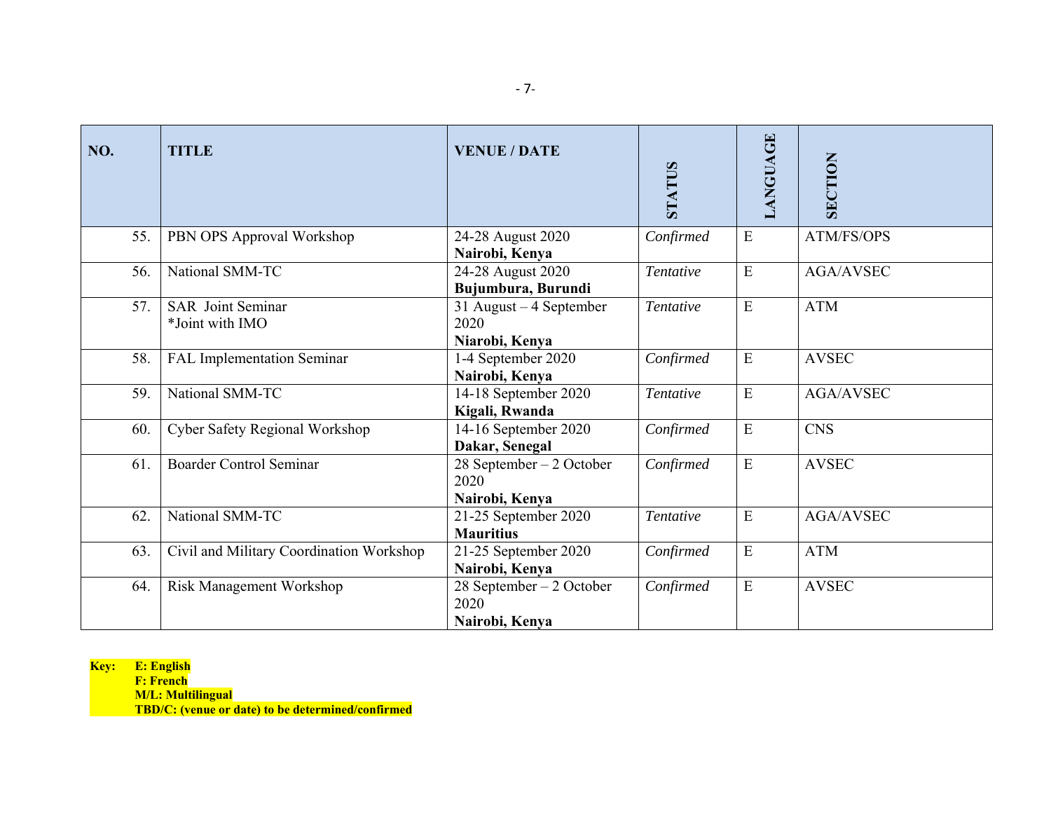| NO. | TITLE | VENUE / DATE | STATUS | LANGUAGE | SECTION |
|---|---|---|---|---|---|
| 55. | PBN OPS Approval Workshop | 24-28 August 2020 **Nairobi, Kenya** | *Confirmed* | E | ATM/FS/OPS |
| 56. | National SMM-TC | 24-28 August 2020 **Bujumbura, Burundi** | *Tentative* | E | AGA/AVSEC |
| 57. | SAR Joint Seminar *Joint with IMO | 31 August – 4 September 2020 **Niarobi, Kenya** | *Tentative* | E | ATM |
| 58. | FAL Implementation Seminar | 1-4 September 2020 **Nairobi, Kenya** | *Confirmed* | E | AVSEC |
| 59. | National SMM-TC | 14-18 September 2020 **Kigali, Rwanda** | *Tentative* | E | AGA/AVSEC |
| 60. | Cyber Safety Regional Workshop | 14-16 September 2020 **Dakar, Senegal** | *Confirmed* | E | CNS |
| 61. | Boarder Control Seminar | 28 September – 2 October 2020 **Nairobi, Kenya** | *Confirmed* | E | AVSEC |
| 62. | National SMM-TC | 21-25 September 2020 **Mauritius** | *Tentative* | E | AGA/AVSEC |
| 63. | Civil and Military Coordination Workshop | 21-25 September 2020 **Nairobi, Kenya** | *Confirmed* | E | ATM |
| 64. | Risk Management Workshop | 28 September – 2 October 2020 **Nairobi, Kenya** | *Confirmed* | E | AVSEC |

**Key:** **E: English**
**F: French**
**M/L: Multilingual**
**TBD/C: (venue or date) to be determined/confirmed**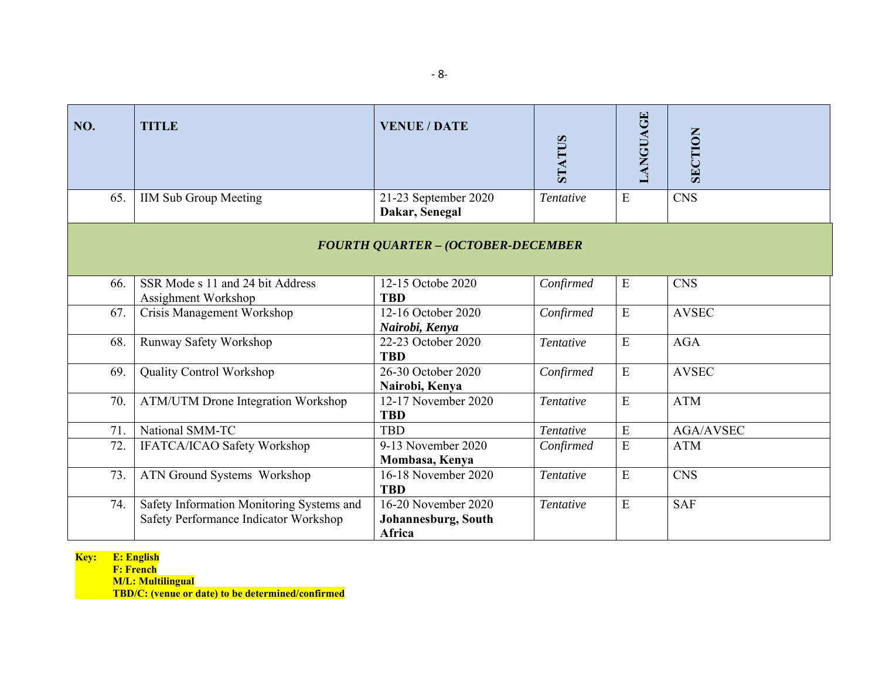| NO. | TITLE | VENUE / DATE | STATUS | LANGUAGE | SECTION |
|---|---|---|---|---|---|
| 65. | IIM Sub Group Meeting | 21-23 September 2020 **Dakar, Senegal** | *Tentative* | E | CNS |
| | | ***FOURTH QUARTER – (OCTOBER-DECEMBER*** | | | |
| 66. | SSR Mode s 11 and 24 bit Address Assignment Workshop | 12-15 Octobe 2020 **TBD** | *Confirmed* | E | CNS |
| 67. | Crisis Management Workshop | 12-16 October 2020 ***Nairobi, Kenya*** | *Confirmed* | E | AVSEC |
| 68. | Runway Safety Workshop | 22-23 October 2020 **TBD** | *Tentative* | E | AGA |
| 69. | Quality Control Workshop | 26-30 October 2020 **Nairobi, Kenya** | *Confirmed* | E | AVSEC |
| 70. | ATM/UTM Drone Integration Workshop | 12-17 November 2020 **TBD** | *Tentative* | E | ATM |
| 71. | National SMM-TC | TBD | *Tentative* | E | AGA/AVSEC |
| 72. | IFATCA/ICAO Safety Workshop | 9-13 November 2020 **Mombasa, Kenya** | *Confirmed* | E | ATM |
| 73. | ATN Ground Systems Workshop | 16-18 November 2020 **TBD** | *Tentative* | E | CNS |
| 74. | Safety Information Monitoring Systems and Safety Performance Indicator Workshop | 16-20 November 2020 **Johannesburg, South Africa** | *Tentative* | E | SAF |

**Key:** **E: English**
**F: French**
**M/L: Multilingual**
**TBD/C: (venue or date) to be determined/confirmed**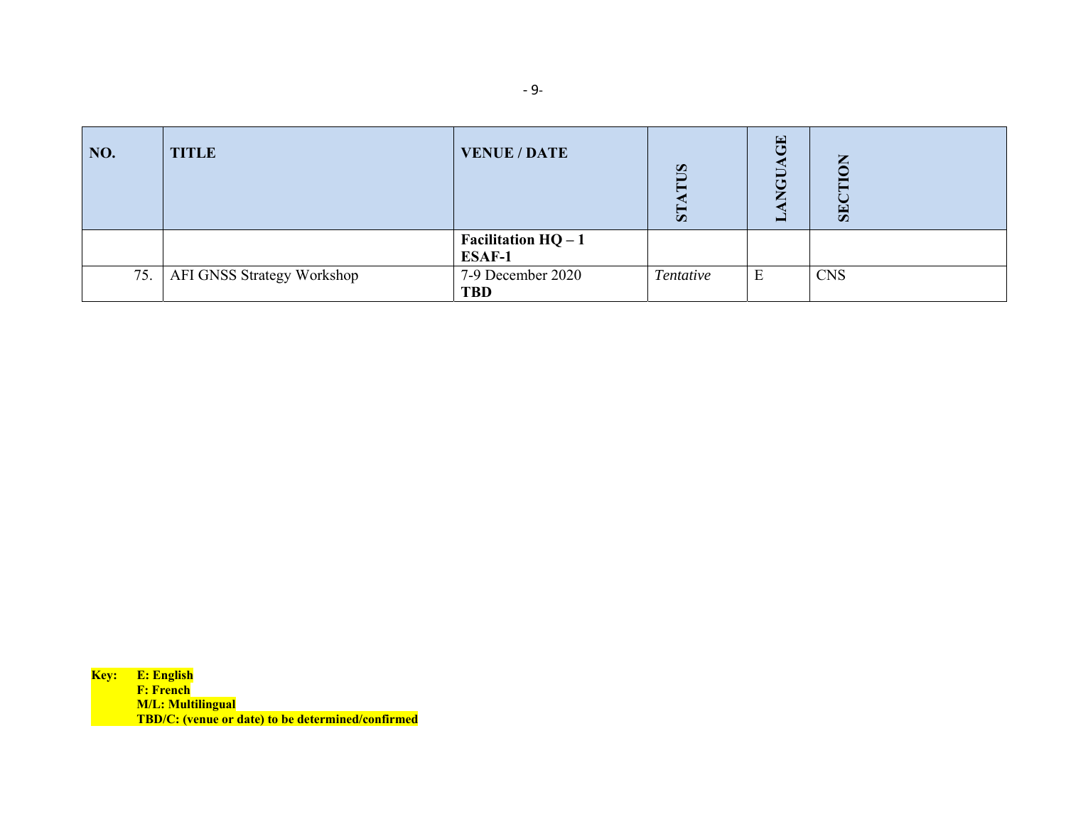| NO. | TITLE | VENUE / DATE | STATUS | LANGUAGE | SECTION |
|---|---|---|---|---|---|
| | | **Facilitation HQ – 1**<br>**ESAF-1** | | | |
| 75. | AFI GNSS Strategy Workshop | 7-9 December 2020<br>**TBD** | *Tentative* | E | CNS |

**Key:** **E: English**
**F: French**
**M/L: Multilingual**
**TBD/C: (venue or date) to be determined/confirmed**